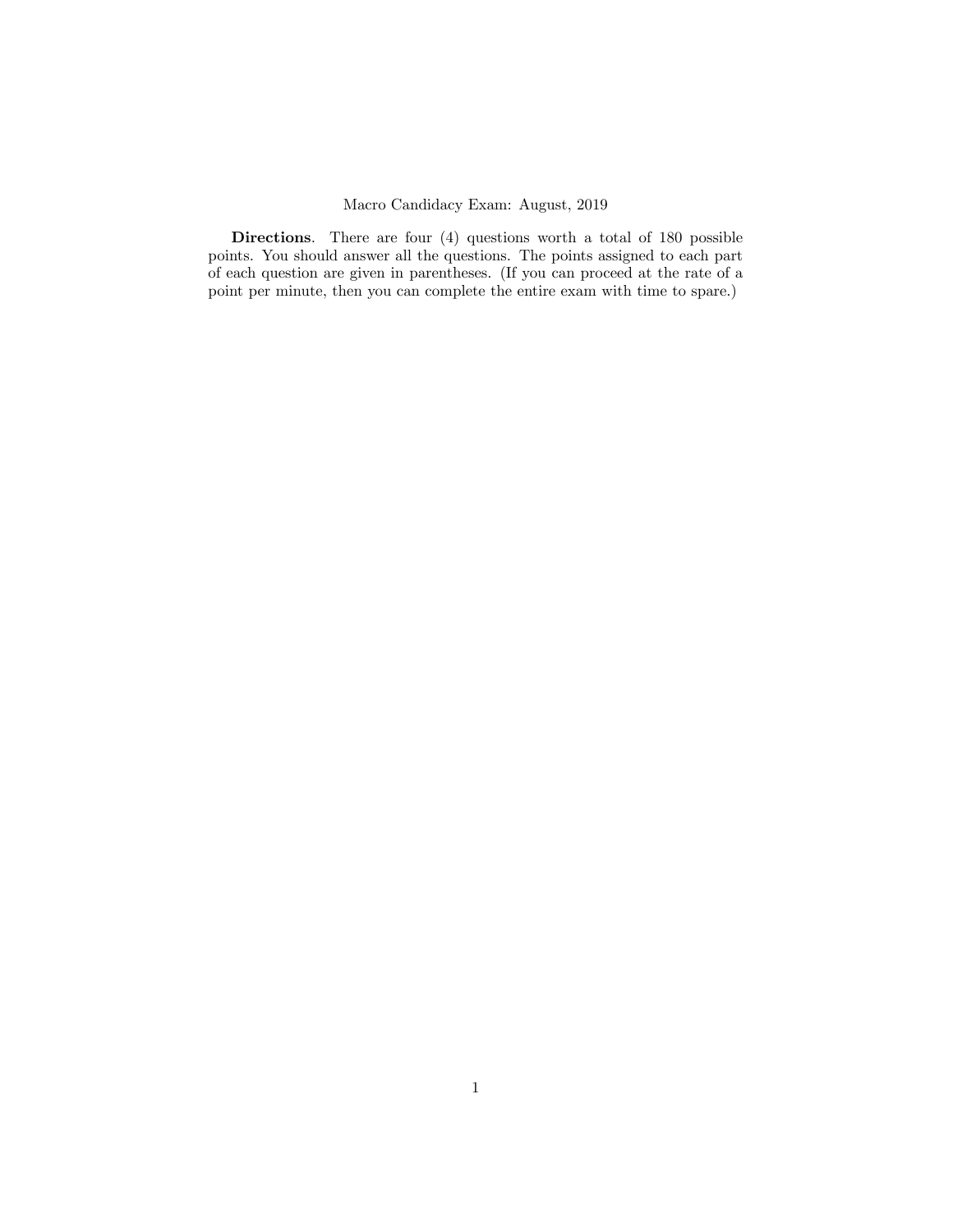# Macro Candidacy Exam: August, 2019

**Directions**. There are four (4) questions worth a total of 180 possible points. You should answer all the questions. The points assigned to each part of each question are given in parentheses. (If you can proceed at the rate of a point per minute, then you can complete the entire exam with time to spare.)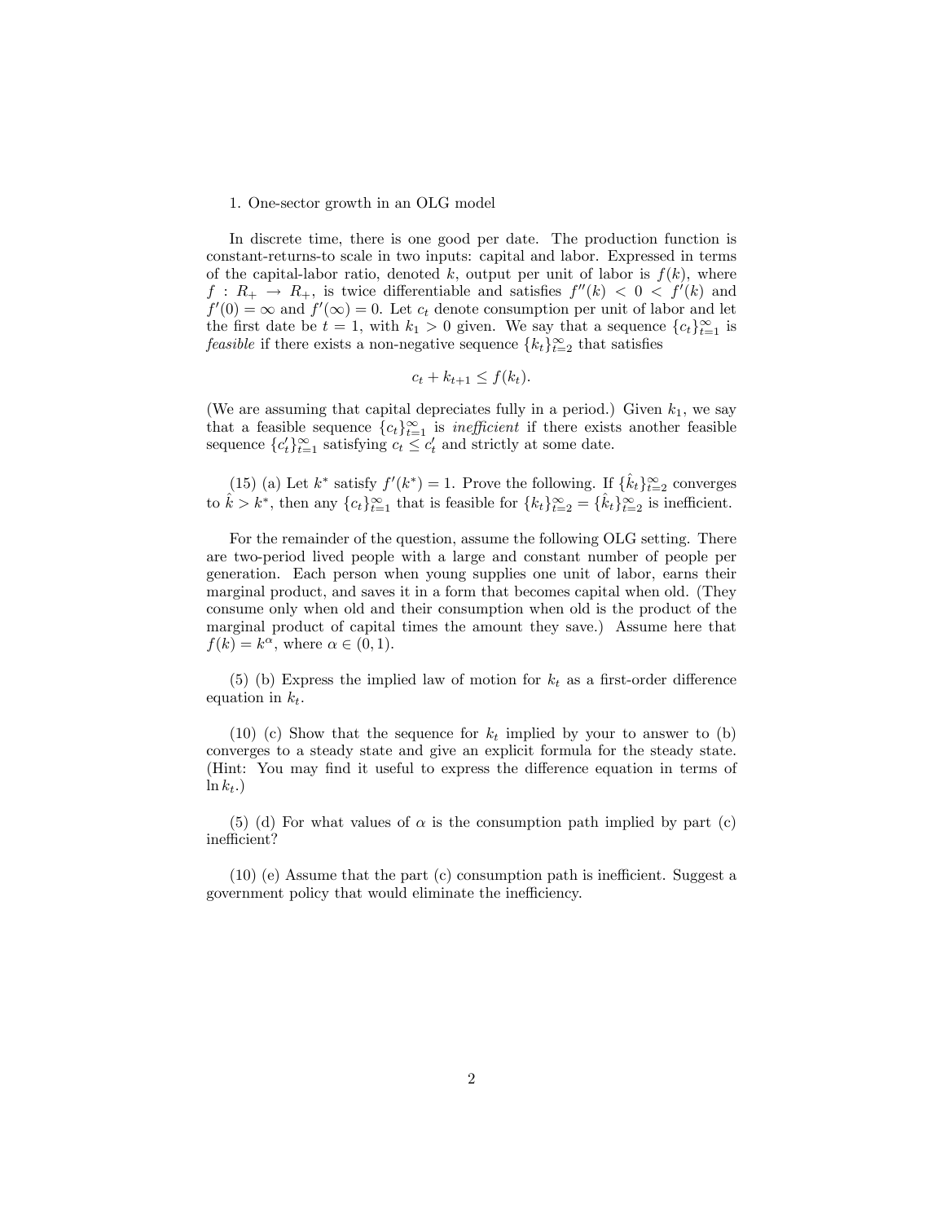1. One-sector growth in an OLG model

In discrete time, there is one good per date. The production function is constant-returns-to scale in two inputs: capital and labor. Expressed in terms of the capital-labor ratio, denoted $k$, output per unit of labor is $f(k)$, where $f : R_+ \to R_+$, is twice differentiable and satisfies $f''(k) < 0 < f'(k)$ and $f'(0) = \infty$ and $f'(\infty) = 0$. Let $c_t$ denote consumption per unit of labor and let the first date be $t = 1$, with $k_1 > 0$ given. We say that a sequence $\{c_t\}_{t=1}^{\infty}$ is *feasible* if there exists a non-negative sequence $\{k_t\}_{t=2}^{\infty}$ that satisfies

$$c_t + k_{t+1} \leq f(k_t).$$

(We are assuming that capital depreciates fully in a period.) Given $k_1$, we say that a feasible sequence $\{c_t\}_{t=1}^{\infty}$ is *inefficient* if there exists another feasible sequence $\{c'_t\}_{t=1}^{\infty}$ satisfying $c_t \leq c'_t$ and strictly at some date.

(15) (a) Let $k^*$ satisfy $f'(k^*) = 1$. Prove the following. If $\{\hat{k}_t\}_{t=2}^{\infty}$ converges to $\hat{k} > k^*$, then any $\{c_t\}_{t=1}^{\infty}$ that is feasible for $\{k_t\}_{t=2}^{\infty} = \{\hat{k}_t\}_{t=2}^{\infty}$ is inefficient.

For the remainder of the question, assume the following OLG setting. There are two-period lived people with a large and constant number of people per generation. Each person when young supplies one unit of labor, earns their marginal product, and saves it in a form that becomes capital when old. (They consume only when old and their consumption when old is the product of the marginal product of capital times the amount they save.) Assume here that $f(k) = k^{\alpha}$, where $\alpha \in (0, 1)$.

(5) (b) Express the implied law of motion for $k_t$ as a first-order difference equation in $k_t$.

(10) (c) Show that the sequence for $k_t$ implied by your to answer to (b) converges to a steady state and give an explicit formula for the steady state. (Hint: You may find it useful to express the difference equation in terms of $\ln k_t$.)

(5) (d) For what values of $\alpha$ is the consumption path implied by part (c) inefficient?

(10) (e) Assume that the part (c) consumption path is inefficient. Suggest a government policy that would eliminate the inefficiency.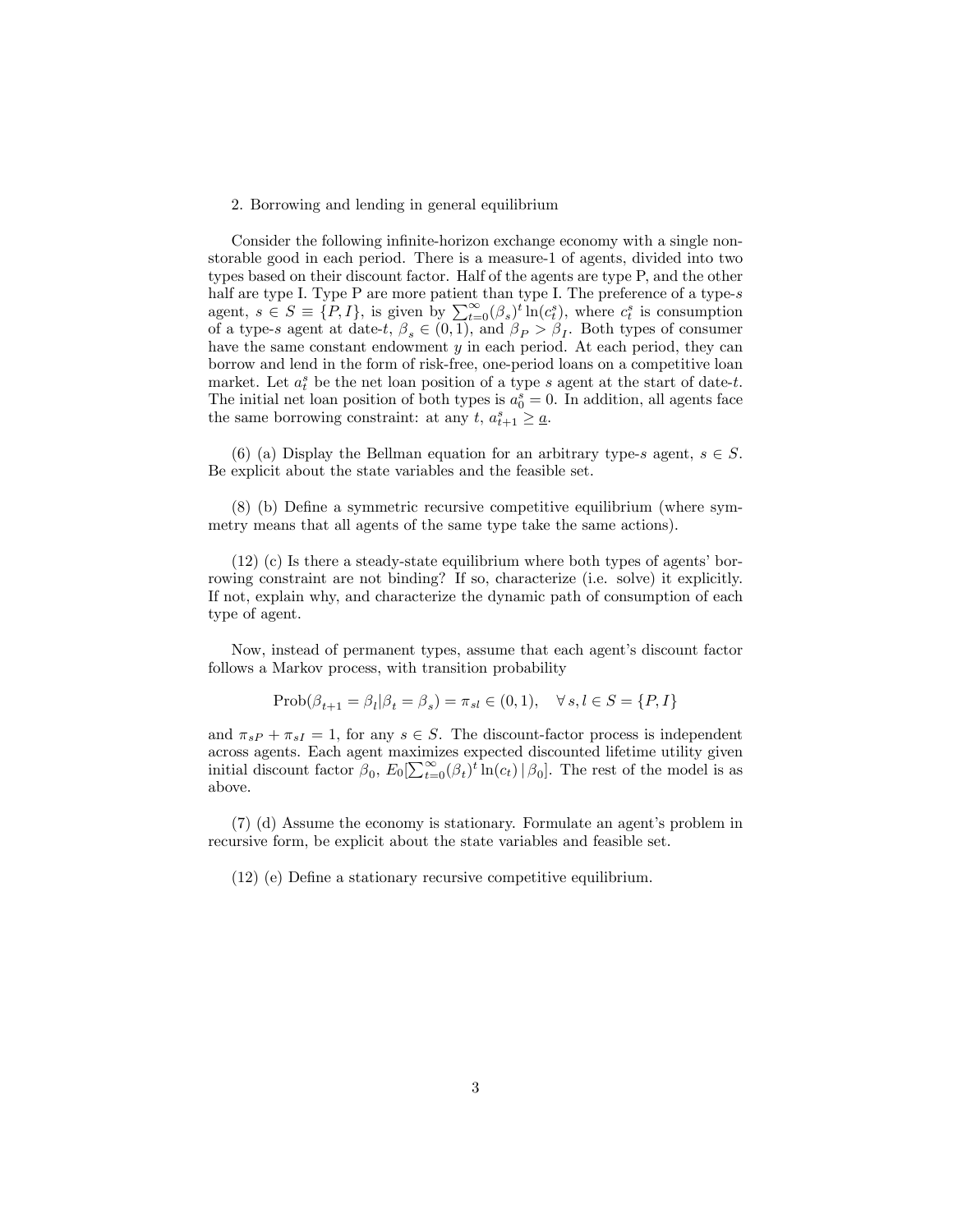2. Borrowing and lending in general equilibrium

Consider the following infinite-horizon exchange economy with a single non-storable good in each period. There is a measure-1 of agents, divided into two types based on their discount factor. Half of the agents are type P, and the other half are type I. Type P are more patient than type I. The preference of a type-$s$ agent, $s \in S \equiv \{P, I\}$, is given by $\sum_{t=0}^{\infty} (\beta_s)^t \ln(c_t^s)$, where $c_t^s$ is consumption of a type-$s$ agent at date-$t$, $\beta_s \in (0, 1)$, and $\beta_P > \beta_I$. Both types of consumer have the same constant endowment $y$ in each period. At each period, they can borrow and lend in the form of risk-free, one-period loans on a competitive loan market. Let $a_t^s$ be the net loan position of a type $s$ agent at the start of date-$t$. The initial net loan position of both types is $a_0^s = 0$. In addition, all agents face the same borrowing constraint: at any $t$, $a_{t+1}^s \geq \underline{a}$.

(6) (a) Display the Bellman equation for an arbitrary type-$s$ agent, $s \in S$. Be explicit about the state variables and the feasible set.

(8) (b) Define a symmetric recursive competitive equilibrium (where symmetry means that all agents of the same type take the same actions).

(12) (c) Is there a steady-state equilibrium where both types of agents' borrowing constraint are not binding? If so, characterize (i.e. solve) it explicitly. If not, explain why, and characterize the dynamic path of consumption of each type of agent.

Now, instead of permanent types, assume that each agent's discount factor follows a Markov process, with transition probability

$$\text{Prob}(\beta_{t+1} = \beta_l | \beta_t = \beta_s) = \pi_{sl} \in (0, 1), \quad \forall \, s, l \in S = \{P, I\}$$

and $\pi_{sP} + \pi_{sI} = 1$, for any $s \in S$. The discount-factor process is independent across agents. Each agent maximizes expected discounted lifetime utility given initial discount factor $\beta_0$, $E_0[\sum_{t=0}^{\infty} (\beta_t)^t \ln(c_t) \, | \, \beta_0]$. The rest of the model is as above.

(7) (d) Assume the economy is stationary. Formulate an agent's problem in recursive form, be explicit about the state variables and feasible set.

(12) (e) Define a stationary recursive competitive equilibrium.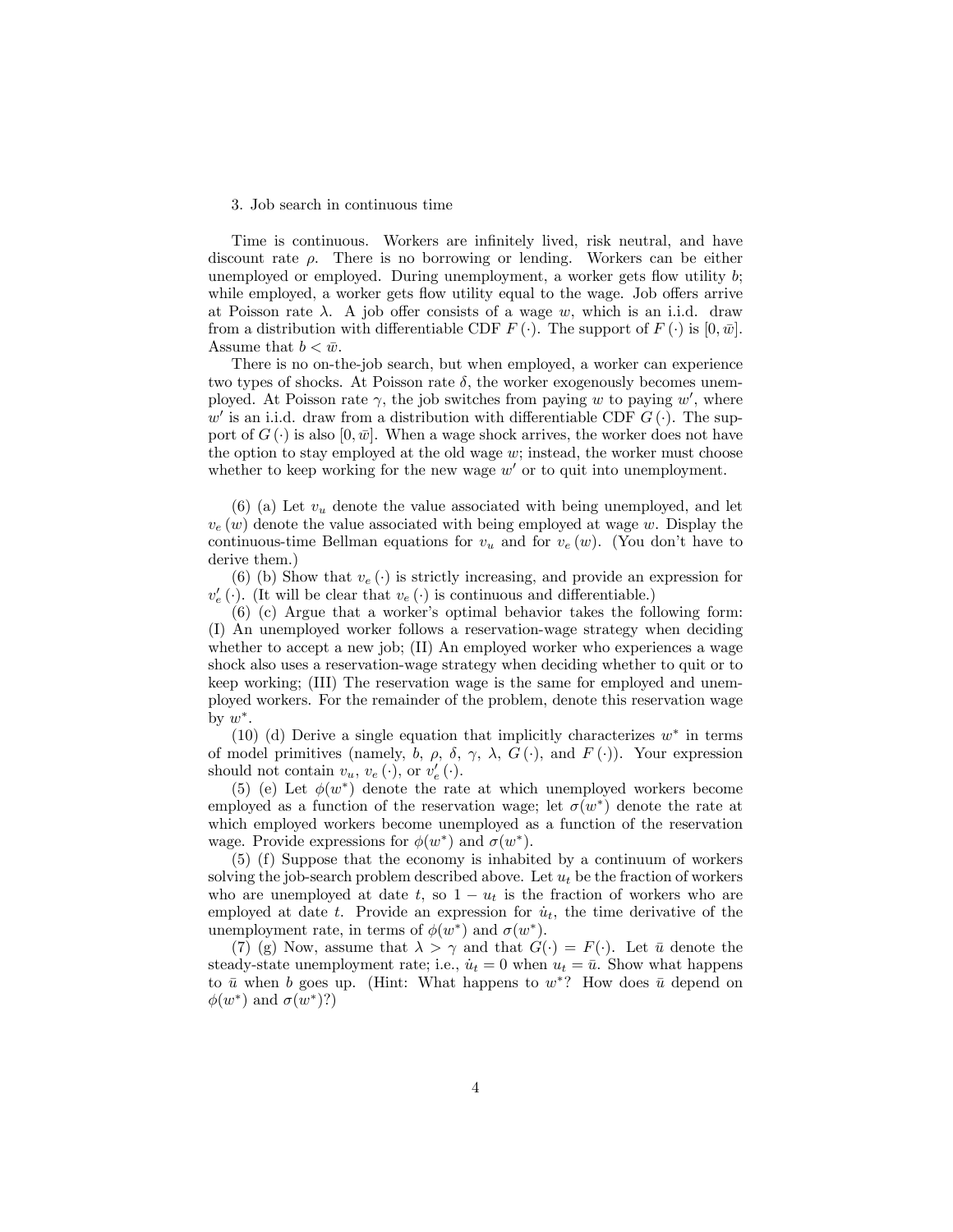3. Job search in continuous time

Time is continuous. Workers are infinitely lived, risk neutral, and have discount rate $\rho$. There is no borrowing or lending. Workers can be either unemployed or employed. During unemployment, a worker gets flow utility $b$; while employed, a worker gets flow utility equal to the wage. Job offers arrive at Poisson rate $\lambda$. A job offer consists of a wage $w$, which is an i.i.d. draw from a distribution with differentiable CDF $F(\cdot)$. The support of $F(\cdot)$ is $[0, \bar{w}]$. Assume that $b < \bar{w}$.

There is no on-the-job search, but when employed, a worker can experience two types of shocks. At Poisson rate $\delta$, the worker exogenously becomes unemployed. At Poisson rate $\gamma$, the job switches from paying $w$ to paying $w'$, where $w'$ is an i.i.d. draw from a distribution with differentiable CDF $G(\cdot)$. The support of $G(\cdot)$ is also $[0, \bar{w}]$. When a wage shock arrives, the worker does not have the option to stay employed at the old wage $w$; instead, the worker must choose whether to keep working for the new wage $w'$ or to quit into unemployment.

(6) (a) Let $v_u$ denote the value associated with being unemployed, and let $v_e(w)$ denote the value associated with being employed at wage $w$. Display the continuous-time Bellman equations for $v_u$ and for $v_e(w)$. (You don't have to derive them.)

(6) (b) Show that $v_e(\cdot)$ is strictly increasing, and provide an expression for $v_e'(\cdot)$. (It will be clear that $v_e(\cdot)$ is continuous and differentiable.)

(6) (c) Argue that a worker's optimal behavior takes the following form: (I) An unemployed worker follows a reservation-wage strategy when deciding whether to accept a new job; (II) An employed worker who experiences a wage shock also uses a reservation-wage strategy when deciding whether to quit or to keep working; (III) The reservation wage is the same for employed and unemployed workers. For the remainder of the problem, denote this reservation wage by $w^*$.

(10) (d) Derive a single equation that implicitly characterizes $w^*$ in terms of model primitives (namely, $b$, $\rho$, $\delta$, $\gamma$, $\lambda$, $G(\cdot)$, and $F(\cdot)$). Your expression should not contain $v_u$, $v_e(\cdot)$, or $v_e'(\cdot)$.

(5) (e) Let $\phi(w^*)$ denote the rate at which unemployed workers become employed as a function of the reservation wage; let $\sigma(w^*)$ denote the rate at which employed workers become unemployed as a function of the reservation wage. Provide expressions for $\phi(w^*)$ and $\sigma(w^*)$.

(5) (f) Suppose that the economy is inhabited by a continuum of workers solving the job-search problem described above. Let $u_t$ be the fraction of workers who are unemployed at date $t$, so $1 - u_t$ is the fraction of workers who are employed at date $t$. Provide an expression for $\dot{u}_t$, the time derivative of the unemployment rate, in terms of $\phi(w^*)$ and $\sigma(w^*)$.

(7) (g) Now, assume that $\lambda > \gamma$ and that $G(\cdot) = F(\cdot)$. Let $\bar{u}$ denote the steady-state unemployment rate; i.e., $\dot{u}_t = 0$ when $u_t = \bar{u}$. Show what happens to $\bar{u}$ when $b$ goes up. (Hint: What happens to $w^*$? How does $\bar{u}$ depend on $\phi(w^*)$ and $\sigma(w^*)$?)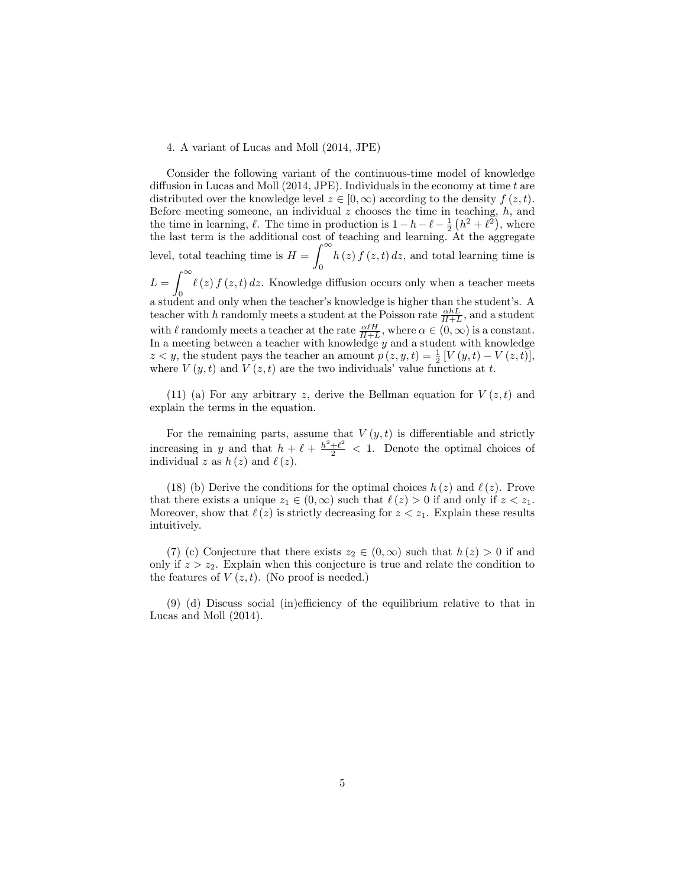4. A variant of Lucas and Moll (2014, JPE)

Consider the following variant of the continuous-time model of knowledge diffusion in Lucas and Moll (2014, JPE). Individuals in the economy at time $t$ are distributed over the knowledge level $z \in [0, \infty)$ according to the density $f(z, t)$. Before meeting someone, an individual $z$ chooses the time in teaching, $h$, and the time in learning, $\ell$. The time in production is $1 - h - \ell - \frac{1}{2}\left(h^2 + \ell^2\right)$, where the last term is the additional cost of teaching and learning. At the aggregate level, total teaching time is $H = \int_0^\infty h(z) f(z,t)\, dz$, and total learning time is $L = \int_0^\infty \ell(z) f(z,t)\, dz$. Knowledge diffusion occurs only when a teacher meets a student and only when the teacher's knowledge is higher than the student's. A teacher with $h$ randomly meets a student at the Poisson rate $\frac{\alpha h L}{H+L}$, and a student with $\ell$ randomly meets a teacher at the rate $\frac{\alpha \ell H}{H+L}$, where $\alpha \in (0, \infty)$ is a constant. In a meeting between a teacher with knowledge $y$ and a student with knowledge $z < y$, the student pays the teacher an amount $p(z, y, t) = \frac{1}{2}\left[V(y,t) - V(z,t)\right]$, where $V(y,t)$ and $V(z,t)$ are the two individuals' value functions at $t$.

(11) (a) For any arbitrary $z$, derive the Bellman equation for $V(z,t)$ and explain the terms in the equation.

For the remaining parts, assume that $V(y,t)$ is differentiable and strictly increasing in $y$ and that $h + \ell + \frac{h^2+\ell^2}{2} < 1$. Denote the optimal choices of individual $z$ as $h(z)$ and $\ell(z)$.

(18) (b) Derive the conditions for the optimal choices $h(z)$ and $\ell(z)$. Prove that there exists a unique $z_1 \in (0, \infty)$ such that $\ell(z) > 0$ if and only if $z < z_1$. Moreover, show that $\ell(z)$ is strictly decreasing for $z < z_1$. Explain these results intuitively.

(7) (c) Conjecture that there exists $z_2 \in (0, \infty)$ such that $h(z) > 0$ if and only if $z > z_2$. Explain when this conjecture is true and relate the condition to the features of $V(z,t)$. (No proof is needed.)

(9) (d) Discuss social (in)efficiency of the equilibrium relative to that in Lucas and Moll (2014).